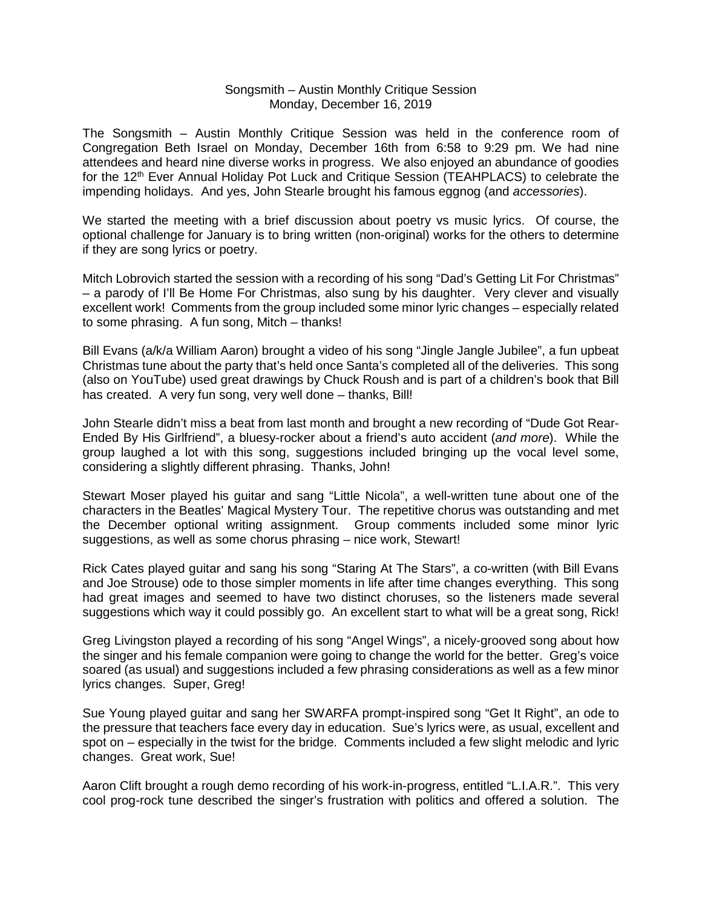# Songsmith – Austin Monthly Critique Session
## Monday, December 16, 2019

The Songsmith – Austin Monthly Critique Session was held in the conference room of Congregation Beth Israel on Monday, December 16th from 6:58 to 9:29 pm. We had nine attendees and heard nine diverse works in progress. We also enjoyed an abundance of goodies for the 12th Ever Annual Holiday Pot Luck and Critique Session (TEAHPLACS) to celebrate the impending holidays. And yes, John Stearle brought his famous eggnog (and *accessories*).

We started the meeting with a brief discussion about poetry vs music lyrics. Of course, the optional challenge for January is to bring written (non-original) works for the others to determine if they are song lyrics or poetry.

Mitch Lobrovich started the session with a recording of his song "Dad's Getting Lit For Christmas" – a parody of I'll Be Home For Christmas, also sung by his daughter. Very clever and visually excellent work! Comments from the group included some minor lyric changes – especially related to some phrasing. A fun song, Mitch – thanks!

Bill Evans (a/k/a William Aaron) brought a video of his song "Jingle Jangle Jubilee", a fun upbeat Christmas tune about the party that's held once Santa's completed all of the deliveries. This song (also on YouTube) used great drawings by Chuck Roush and is part of a children's book that Bill has created. A very fun song, very well done – thanks, Bill!

John Stearle didn't miss a beat from last month and brought a new recording of "Dude Got Rear-Ended By His Girlfriend", a bluesy-rocker about a friend's auto accident (*and more*). While the group laughed a lot with this song, suggestions included bringing up the vocal level some, considering a slightly different phrasing. Thanks, John!

Stewart Moser played his guitar and sang "Little Nicola", a well-written tune about one of the characters in the Beatles' Magical Mystery Tour. The repetitive chorus was outstanding and met the December optional writing assignment. Group comments included some minor lyric suggestions, as well as some chorus phrasing – nice work, Stewart!

Rick Cates played guitar and sang his song "Staring At The Stars", a co-written (with Bill Evans and Joe Strouse) ode to those simpler moments in life after time changes everything. This song had great images and seemed to have two distinct choruses, so the listeners made several suggestions which way it could possibly go. An excellent start to what will be a great song, Rick!

Greg Livingston played a recording of his song "Angel Wings", a nicely-grooved song about how the singer and his female companion were going to change the world for the better. Greg's voice soared (as usual) and suggestions included a few phrasing considerations as well as a few minor lyrics changes. Super, Greg!

Sue Young played guitar and sang her SWARFA prompt-inspired song "Get It Right", an ode to the pressure that teachers face every day in education. Sue's lyrics were, as usual, excellent and spot on – especially in the twist for the bridge. Comments included a few slight melodic and lyric changes. Great work, Sue!

Aaron Clift brought a rough demo recording of his work-in-progress, entitled "L.I.A.R.". This very cool prog-rock tune described the singer's frustration with politics and offered a solution. The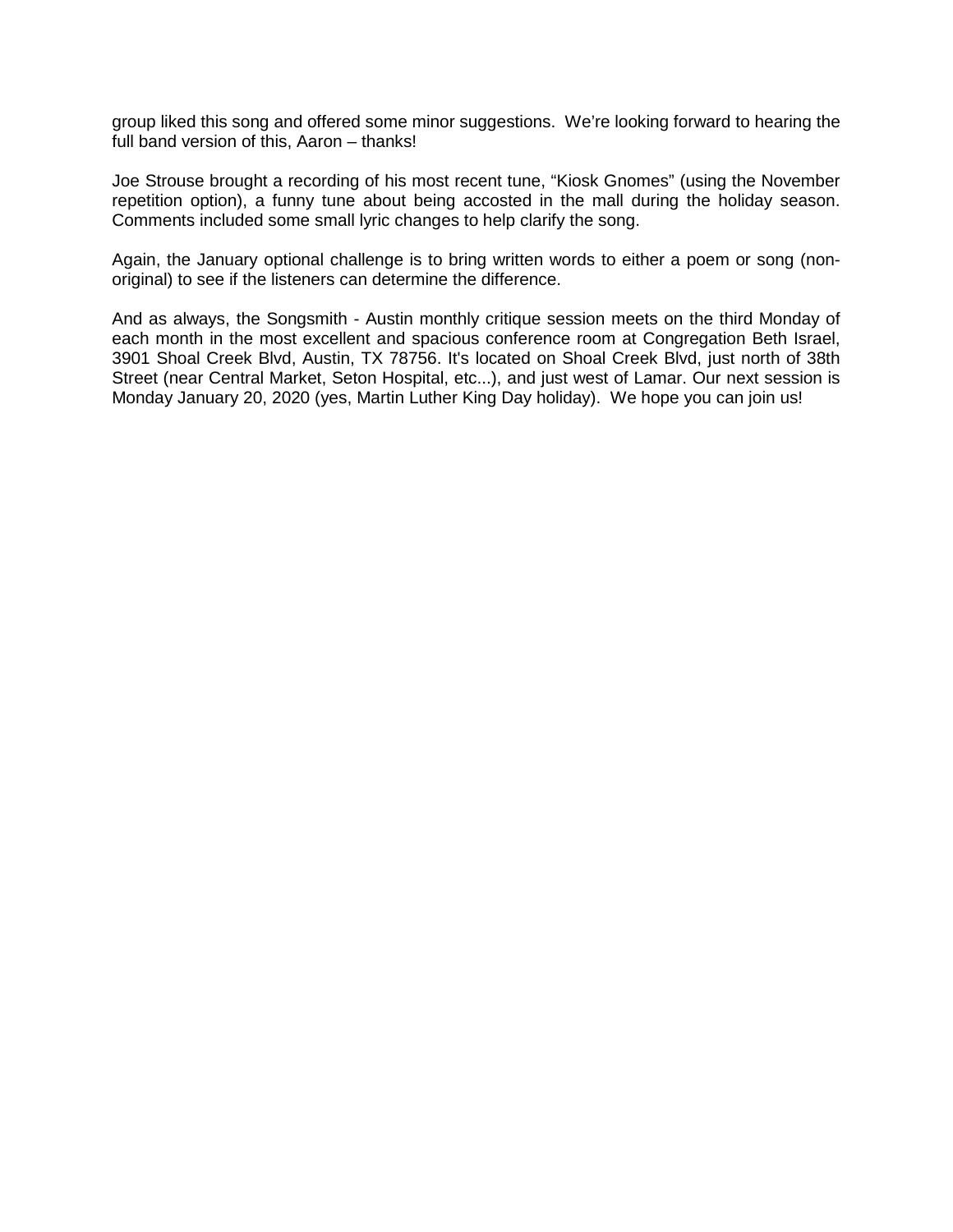group liked this song and offered some minor suggestions. We're looking forward to hearing the full band version of this, Aaron – thanks!

Joe Strouse brought a recording of his most recent tune, "Kiosk Gnomes" (using the November repetition option), a funny tune about being accosted in the mall during the holiday season. Comments included some small lyric changes to help clarify the song.

Again, the January optional challenge is to bring written words to either a poem or song (non-original) to see if the listeners can determine the difference.

And as always, the Songsmith - Austin monthly critique session meets on the third Monday of each month in the most excellent and spacious conference room at Congregation Beth Israel, 3901 Shoal Creek Blvd, Austin, TX 78756. It's located on Shoal Creek Blvd, just north of 38th Street (near Central Market, Seton Hospital, etc...), and just west of Lamar. Our next session is Monday January 20, 2020 (yes, Martin Luther King Day holiday). We hope you can join us!